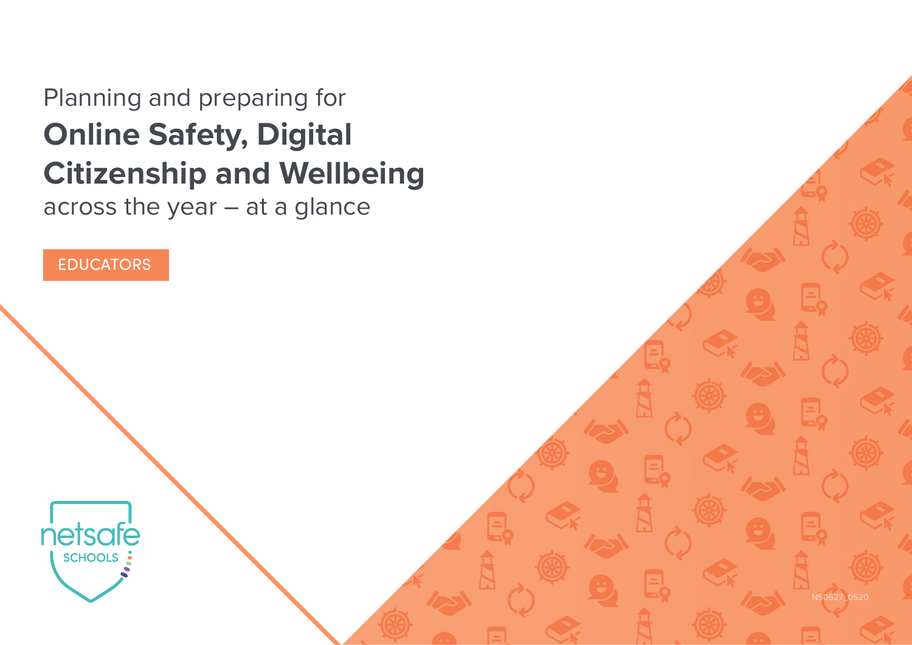Planning and preparing for

# Online Safety, Digital Citizenship and Wellbeing

across the year – at a glance

EDUCATORS

netsafe SCHOOLS

NS0627_0520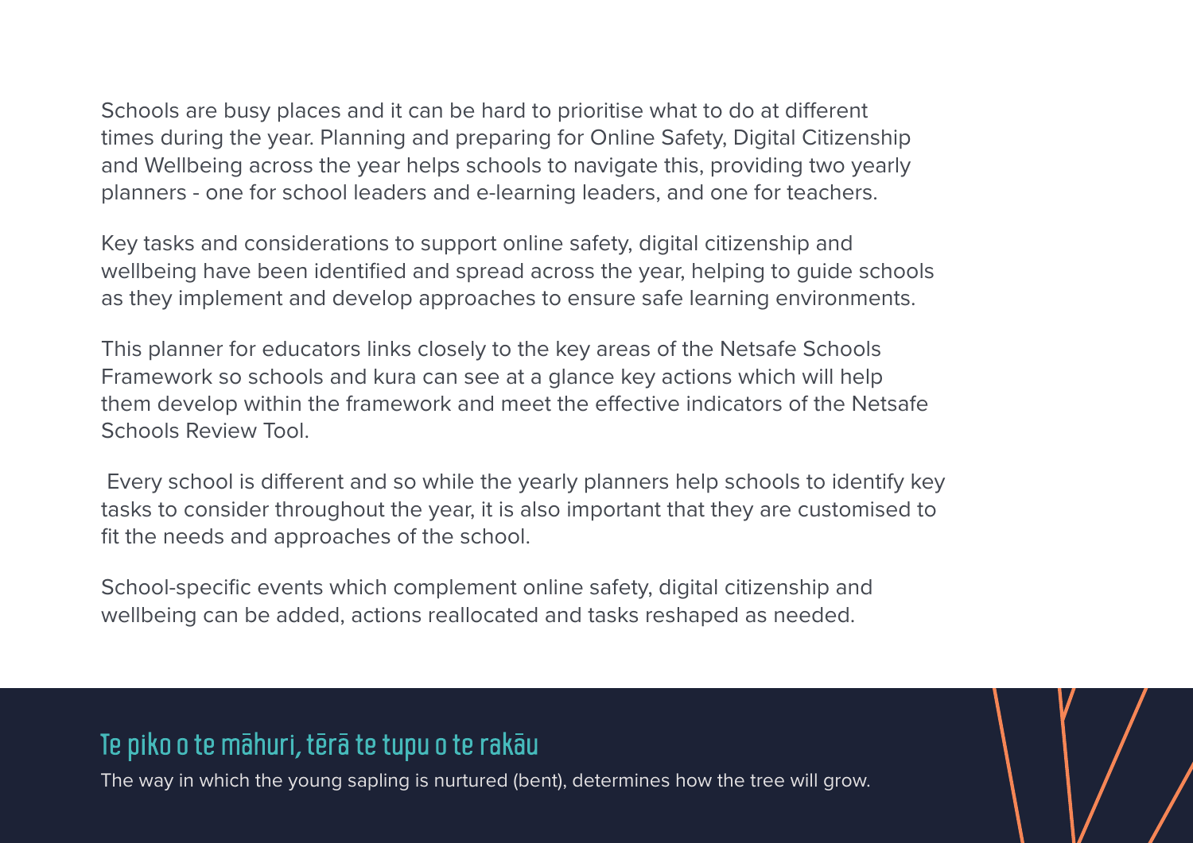Schools are busy places and it can be hard to prioritise what to do at different times during the year. Planning and preparing for Online Safety, Digital Citizenship and Wellbeing across the year helps schools to navigate this, providing two yearly planners - one for school leaders and e-learning leaders, and one for teachers.

Key tasks and considerations to support online safety, digital citizenship and wellbeing have been identified and spread across the year, helping to guide schools as they implement and develop approaches to ensure safe learning environments.

This planner for educators links closely to the key areas of the Netsafe Schools Framework so schools and kura can see at a glance key actions which will help them develop within the framework and meet the effective indicators of the Netsafe Schools Review Tool.

Every school is different and so while the yearly planners help schools to identify key tasks to consider throughout the year, it is also important that they are customised to fit the needs and approaches of the school.

School-specific events which complement online safety, digital citizenship and wellbeing can be added, actions reallocated and tasks reshaped as needed.

**Te piko o te māhuri, tērā te tupu o te rakāu**

The way in which the young sapling is nurtured (bent), determines how the tree will grow.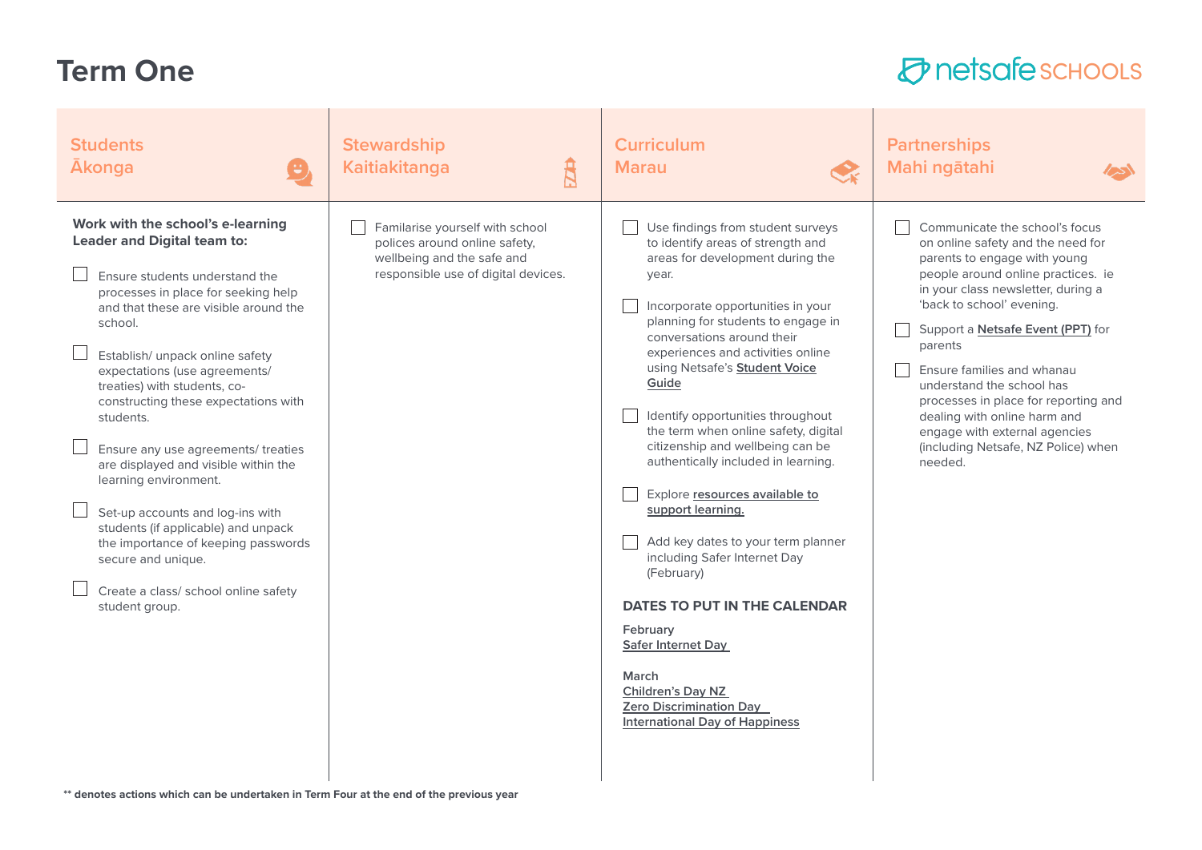# Term One

netsafe SCHOOLS

## Students
## Ākonga

**Work with the school's e-learning Leader and Digital team to:**

- [ ] Ensure students understand the processes in place for seeking help and that these are visible around the school.
- [ ] Establish/ unpack online safety expectations (use agreements/ treaties) with students, co-constructing these expectations with students.
- [ ] Ensure any use agreements/ treaties are displayed and visible within the learning environment.
- [ ] Set-up accounts and log-ins with students (if applicable) and unpack the importance of keeping passwords secure and unique.
- [ ] Create a class/ school online safety student group.

## Stewardship
## Kaitiakitanga

- [ ] Familarise yourself with school polices around online safety, wellbeing and the safe and responsible use of digital devices.

## Curriculum
## Marau

- [ ] Use findings from student surveys to identify areas of strength and areas for development during the year.
- [ ] Incorporate opportunities in your planning for students to engage in conversations around their experiences and activities online using Netsafe's Student Voice Guide
- [ ] Identify opportunities throughout the term when online safety, digital citizenship and wellbeing can be authentically included in learning.
- [ ] Explore resources available to support learning.
- [ ] Add key dates to your term planner including Safer Internet Day (February)

### DATES TO PUT IN THE CALENDAR

February
Safer Internet Day

March
Children's Day NZ
Zero Discrimination Day
International Day of Happiness

## Partnerships
## Mahi ngātahi

- [ ] Communicate the school's focus on online safety and the need for parents to engage with young people around online practices. ie in your class newsletter, during a 'back to school' evening.
- [ ] Support a Netsafe Event (PPT) for parents
- [ ] Ensure families and whanau understand the school has processes in place for reporting and dealing with online harm and engage with external agencies (including Netsafe, NZ Police) when needed.

**** denotes actions which can be undertaken in Term Four at the end of the previous year**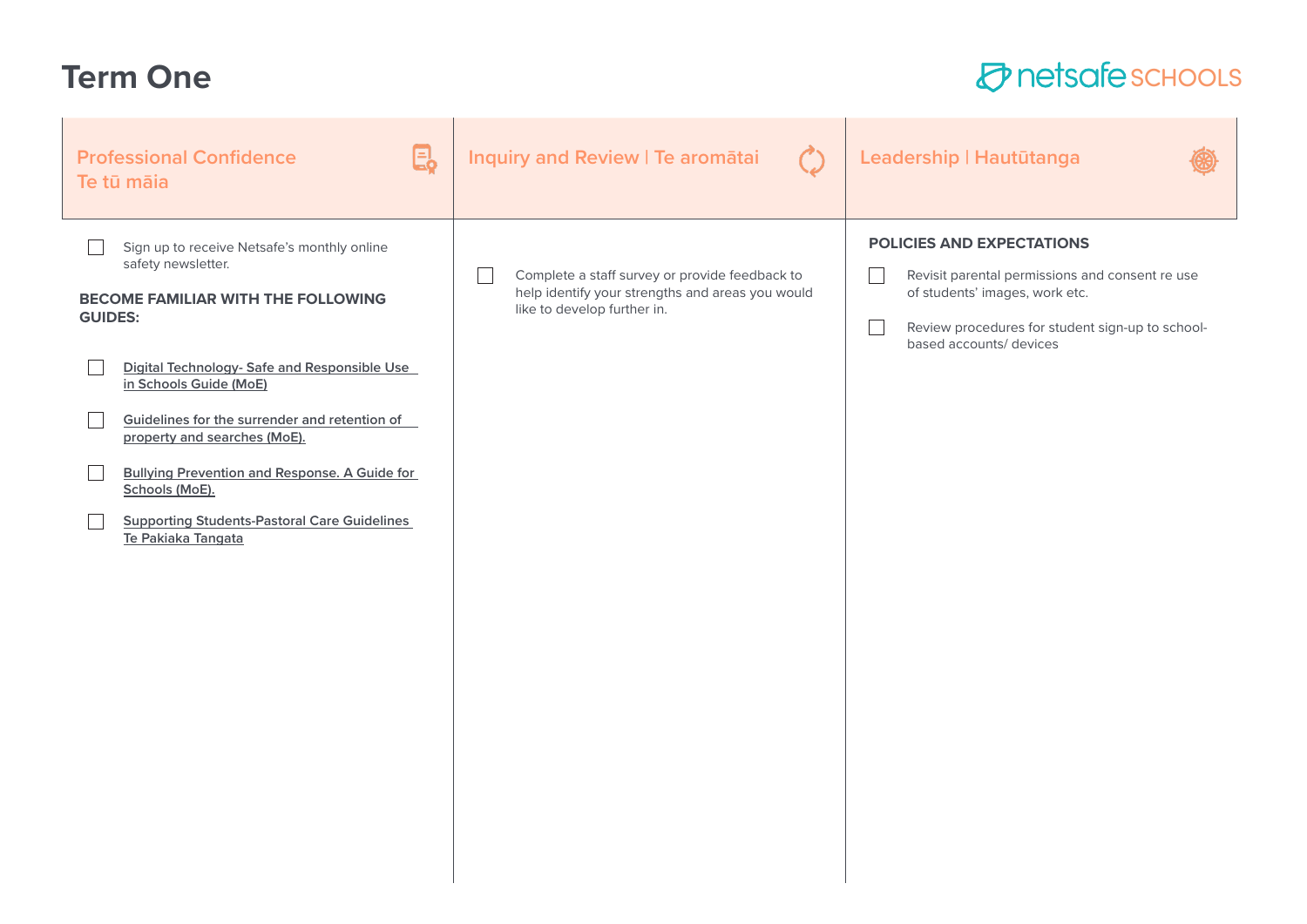# Term One

## Professional Confidence Te tū māia

- [ ] Sign up to receive Netsafe's monthly online safety newsletter.

**BECOME FAMILIAR WITH THE FOLLOWING GUIDES:**

- [ ] Digital Technology- Safe and Responsible Use in Schools Guide (MoE)
- [ ] Guidelines for the surrender and retention of property and searches (MoE).
- [ ] Bullying Prevention and Response. A Guide for Schools (MoE).
- [ ] Supporting Students-Pastoral Care Guidelines Te Pakiaka Tangata

## Inquiry and Review | Te aromātai

- [ ] Complete a staff survey or provide feedback to help identify your strengths and areas you would like to develop further in.

## Leadership | Hautūtanga

**POLICIES AND EXPECTATIONS**

- [ ] Revisit parental permissions and consent re use of students' images, work etc.
- [ ] Review procedures for student sign-up to school-based accounts/ devices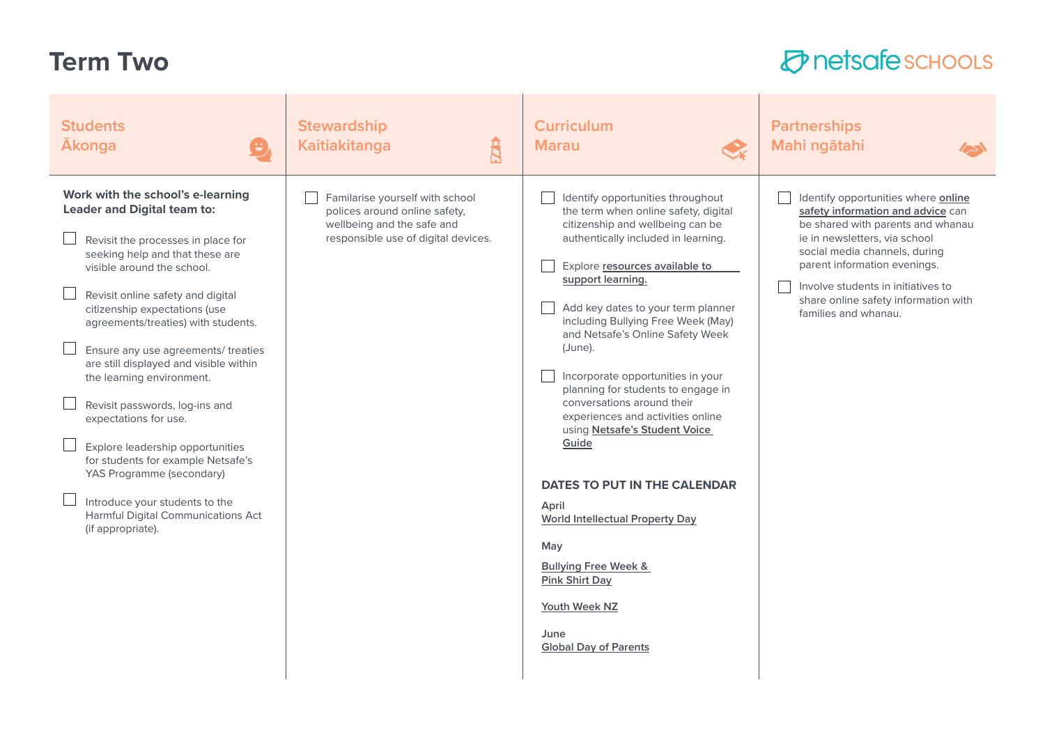# Term Two

## Students
## Ākonga

**Work with the school's e-learning Leader and Digital team to:**

- [ ] Revisit the processes in place for seeking help and that these are visible around the school.
- [ ] Revisit online safety and digital citizenship expectations (use agreements/treaties) with students.
- [ ] Ensure any use agreements/ treaties are still displayed and visible within the learning environment.
- [ ] Revisit passwords, log-ins and expectations for use.
- [ ] Explore leadership opportunities for students for example Netsafe's YAS Programme (secondary)
- [ ] Introduce your students to the Harmful Digital Communications Act (if appropriate).

## Stewardship
## Kaitiakitanga

- [ ] Familarise yourself with school polices around online safety, wellbeing and the safe and responsible use of digital devices.

## Curriculum
## Marau

- [ ] Identify opportunities throughout the term when online safety, digital citizenship and wellbeing can be authentically included in learning.
- [ ] Explore resources available to support learning.
- [ ] Add key dates to your term planner including Bullying Free Week (May) and Netsafe's Online Safety Week (June).
- [ ] Incorporate opportunities in your planning for students to engage in conversations around their experiences and activities online using Netsafe's Student Voice Guide

### DATES TO PUT IN THE CALENDAR

**April**
World Intellectual Property Day

**May**

Bullying Free Week & Pink Shirt Day

Youth Week NZ

**June**
Global Day of Parents

## Partnerships
## Mahi ngātahi

- [ ] Identify opportunities where online safety information and advice can be shared with parents and whanau ie in newsletters, via school social media channels, during parent information evenings.
- [ ] Involve students in initiatives to share online safety information with families and whanau.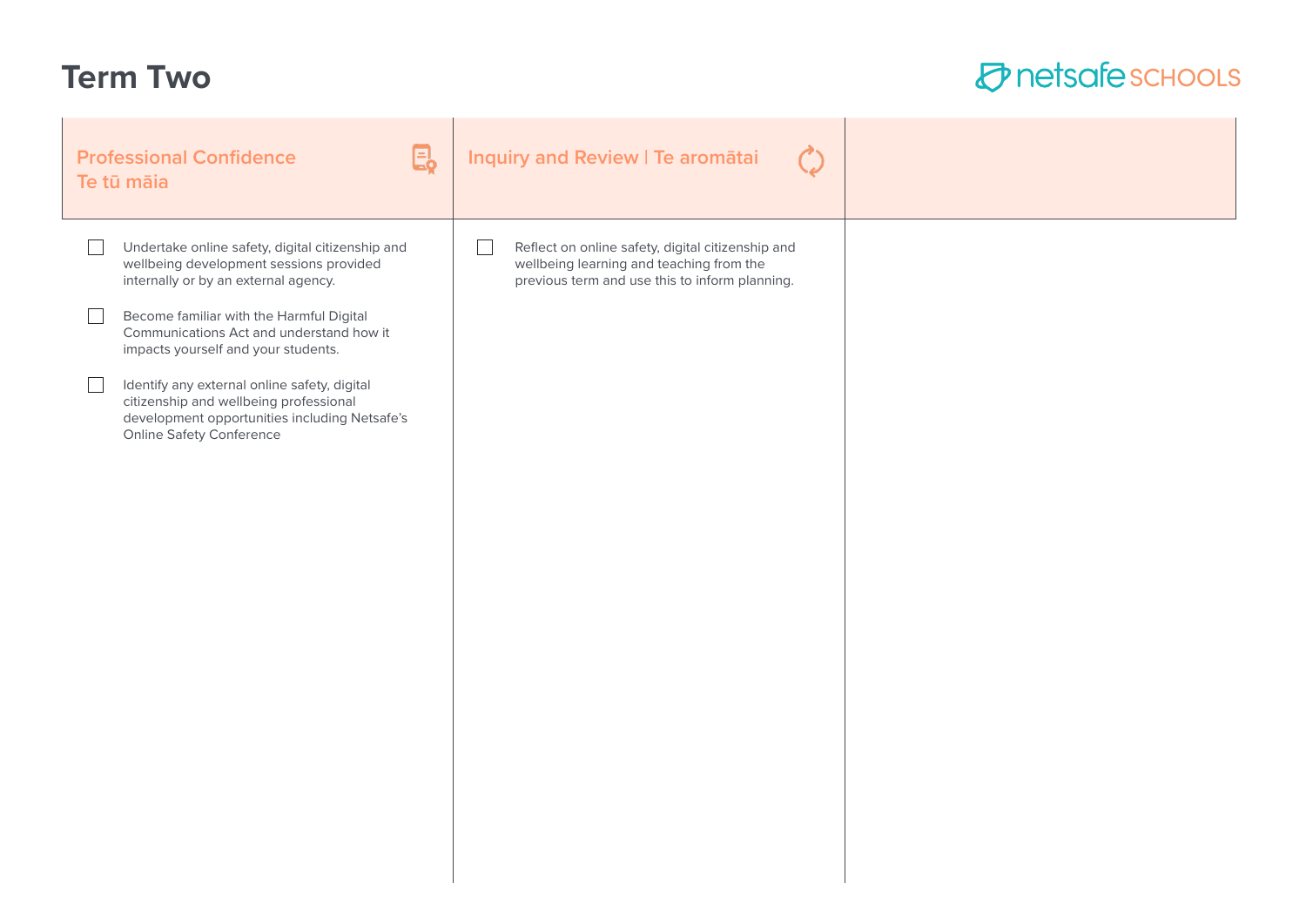# Term Two

| Professional Confidence Te tū māia | Inquiry and Review \| Te aromātai | |
|---|---|---|
| ☐ Undertake online safety, digital citizenship and wellbeing development sessions provided internally or by an external agency.<br><br>☐ Become familiar with the Harmful Digital Communications Act and understand how it impacts yourself and your students.<br><br>☐ Identify any external online safety, digital citizenship and wellbeing professional development opportunities including Netsafe's Online Safety Conference | ☐ Reflect on online safety, digital citizenship and wellbeing learning and teaching from the previous term and use this to inform planning. | |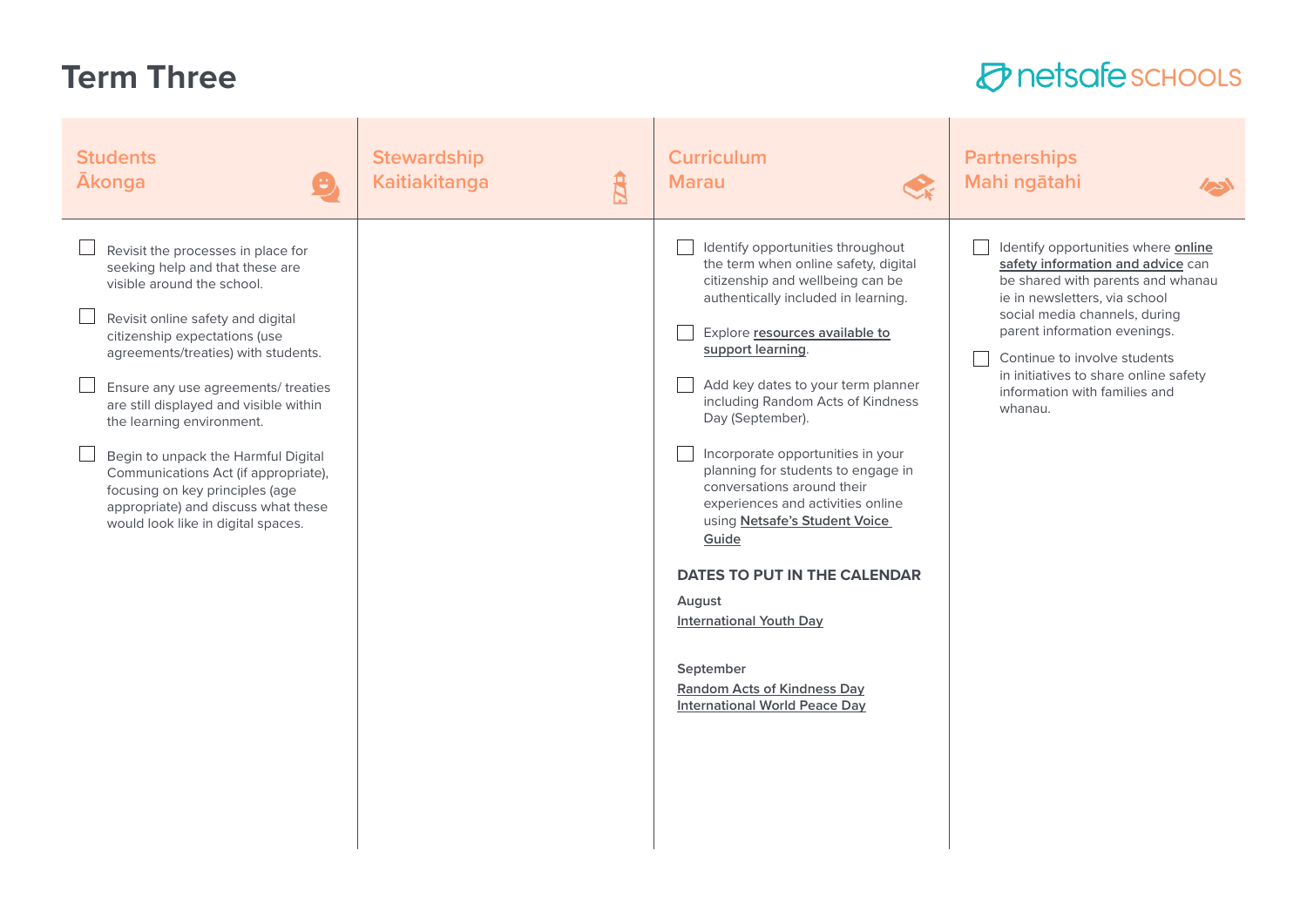# Term Three

netsafe SCHOOLS

## Students Ākonga

- [ ] Revisit the processes in place for seeking help and that these are visible around the school.
- [ ] Revisit online safety and digital citizenship expectations (use agreements/treaties) with students.
- [ ] Ensure any use agreements/ treaties are still displayed and visible within the learning environment.
- [ ] Begin to unpack the Harmful Digital Communications Act (if appropriate), focusing on key principles (age appropriate) and discuss what these would look like in digital spaces.

## Stewardship Kaitiakitanga

## Curriculum Marau

- [ ] Identify opportunities throughout the term when online safety, digital citizenship and wellbeing can be authentically included in learning.
- [ ] Explore **resources available to support learning**.
- [ ] Add key dates to your term planner including Random Acts of Kindness Day (September).
- [ ] Incorporate opportunities in your planning for students to engage in conversations around their experiences and activities online using **Netsafe's Student Voice Guide**

### DATES TO PUT IN THE CALENDAR

August

International Youth Day

September

Random Acts of Kindness Day
International World Peace Day

## Partnerships Mahi ngātahi

- [ ] Identify opportunities where **online safety information and advice** can be shared with parents and whanau ie in newsletters, via school social media channels, during parent information evenings.
- [ ] Continue to involve students in initiatives to share online safety information with families and whanau.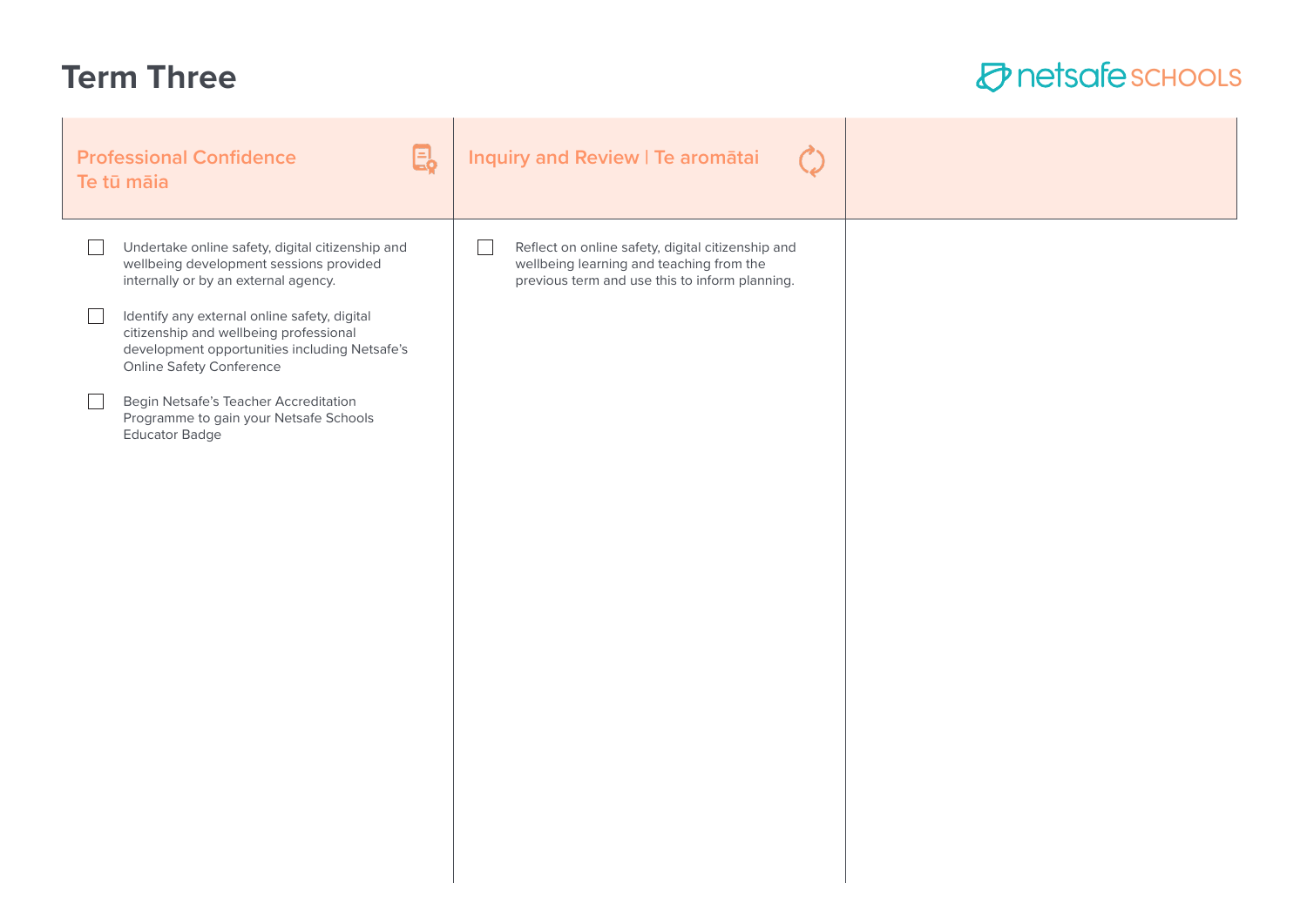# Term Three

| Professional Confidence<br>Te tū māia | Inquiry and Review \| Te aromātai | |
|---|---|---|
| ☐ Undertake online safety, digital citizenship and wellbeing development sessions provided internally or by an external agency.<br><br>☐ Identify any external online safety, digital citizenship and wellbeing professional development opportunities including Netsafe's Online Safety Conference<br><br>☐ Begin Netsafe's Teacher Accreditation Programme to gain your Netsafe Schools Educator Badge | ☐ Reflect on online safety, digital citizenship and wellbeing learning and teaching from the previous term and use this to inform planning. | |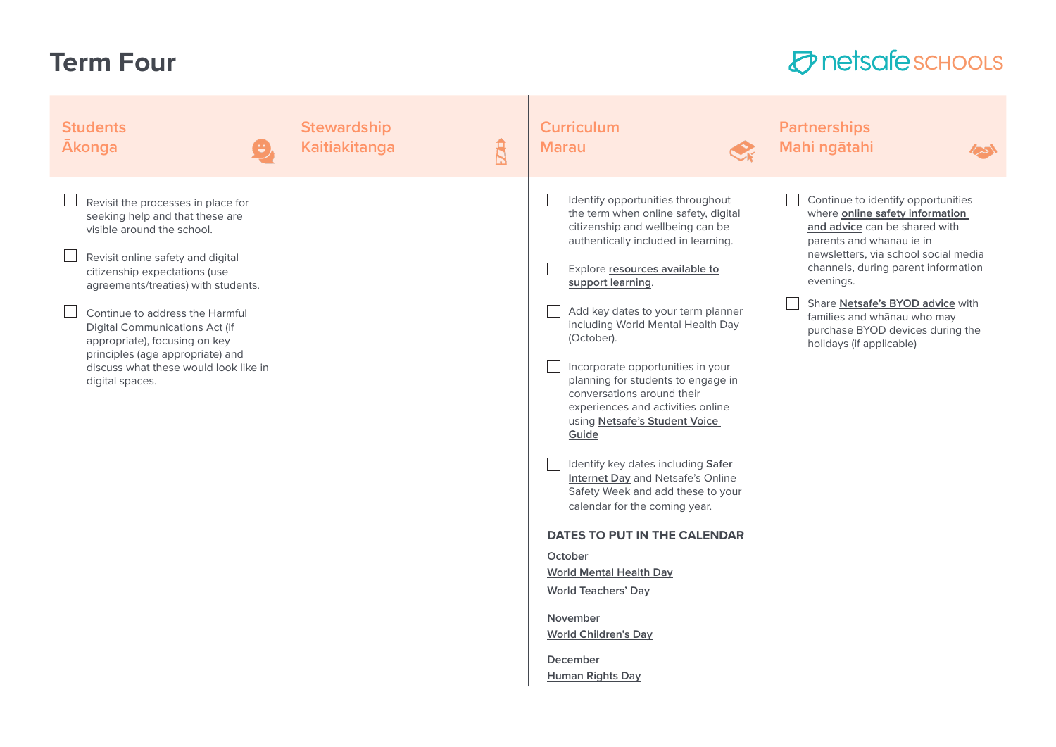# Term Four

netsafe SCHOOLS

## Students Ākonga

- [ ] Revisit the processes in place for seeking help and that these are visible around the school.
- [ ] Revisit online safety and digital citizenship expectations (use agreements/treaties) with students.
- [ ] Continue to address the Harmful Digital Communications Act (if appropriate), focusing on key principles (age appropriate) and discuss what these would look like in digital spaces.

## Stewardship Kaitiakitanga

## Curriculum Marau

- [ ] Identify opportunities throughout the term when online safety, digital citizenship and wellbeing can be authentically included in learning.
- [ ] Explore **resources available to support learning**.
- [ ] Add key dates to your term planner including World Mental Health Day (October).
- [ ] Incorporate opportunities in your planning for students to engage in conversations around their experiences and activities online using **Netsafe's Student Voice Guide**
- [ ] Identify key dates including **Safer Internet Day** and Netsafe's Online Safety Week and add these to your calendar for the coming year.

### DATES TO PUT IN THE CALENDAR

October

World Mental Health Day

World Teachers' Day

November

World Children's Day

December

Human Rights Day

## Partnerships Mahi ngātahi

- [ ] Continue to identify opportunities where **online safety information and advice** can be shared with parents and whanau ie in newsletters, via school social media channels, during parent information evenings.
- [ ] Share **Netsafe's BYOD advice** with families and whānau who may purchase BYOD devices during the holidays (if applicable)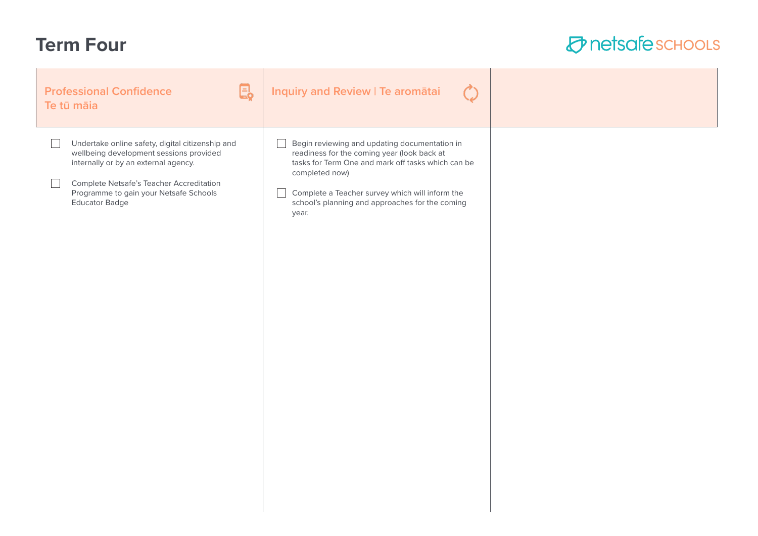# Term Four

| Professional Confidence<br>Te tū māia | Inquiry and Review \| Te aromātai | |
| --- | --- | --- |
| ☐ Undertake online safety, digital citizenship and wellbeing development sessions provided internally or by an external agency.<br><br>☐ Complete Netsafe's Teacher Accreditation Programme to gain your Netsafe Schools Educator Badge | ☐ Begin reviewing and updating documentation in readiness for the coming year (look back at tasks for Term One and mark off tasks which can be completed now)<br><br>☐ Complete a Teacher survey which will inform the school's planning and approaches for the coming year. | |